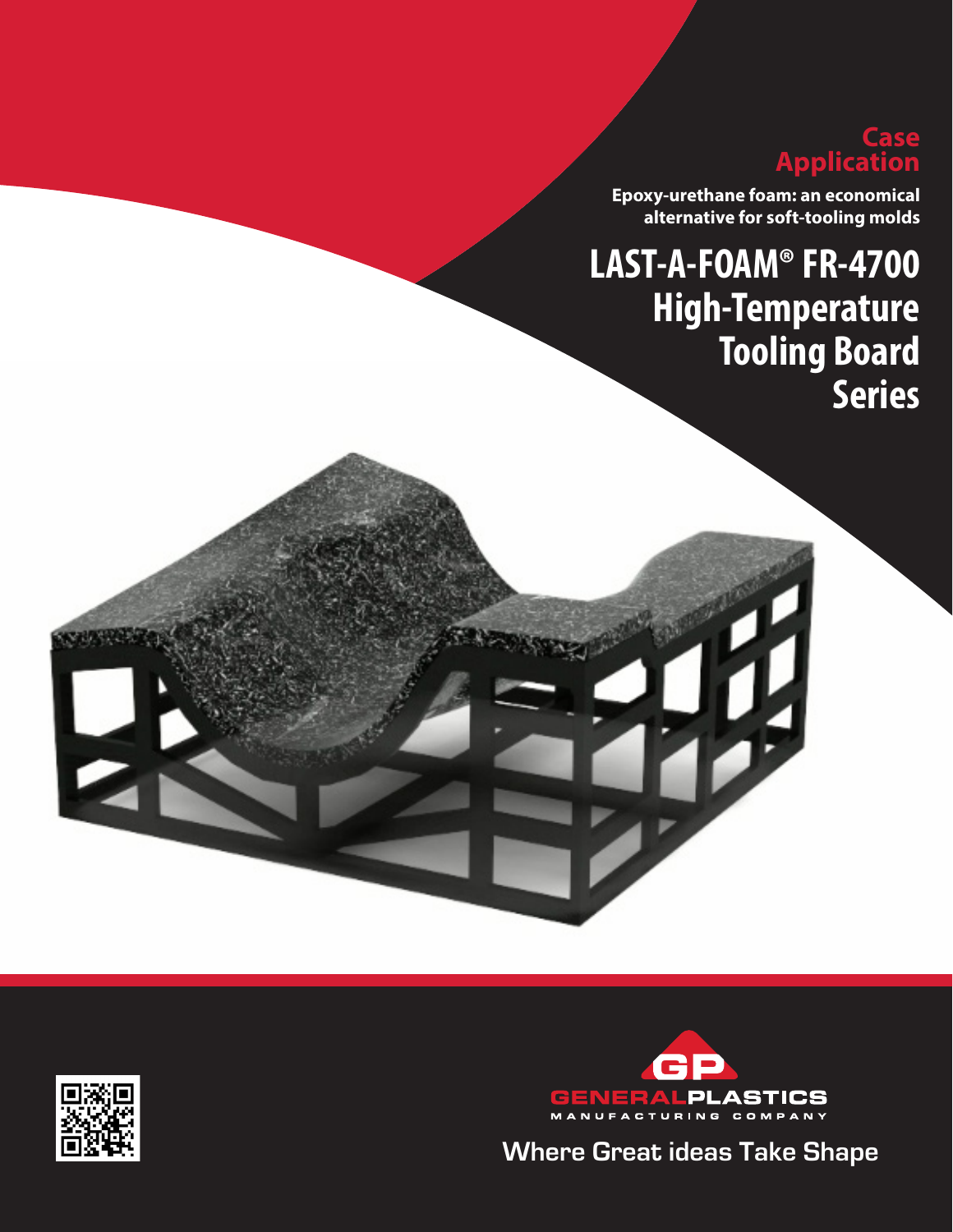## Case Application

**Epoxy-urethane foam: an economical alternative for soft-tooling molds**

# LAST-A-FOAM® FR-4700 High-Temperature Tooling Board Series

GENERALPLASTICS
MANUFACTURING COMPANY

Where Great ideas Take Shape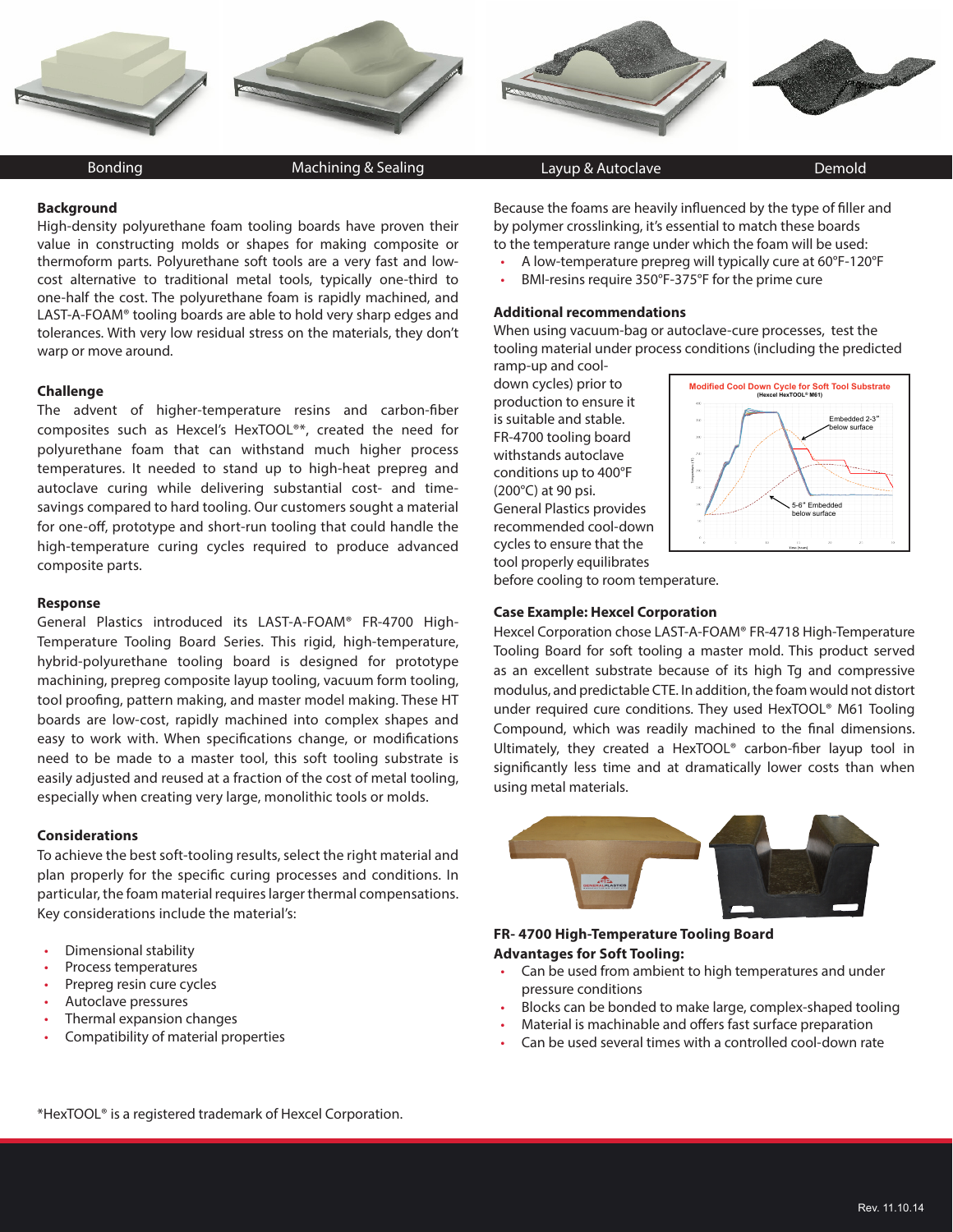Bonding

Machining & Sealing

Layup & Autoclave

Demold

## Background

High-density polyurethane foam tooling boards have proven their value in constructing molds or shapes for making composite or thermoform parts. Polyurethane soft tools are a very fast and low-cost alternative to traditional metal tools, typically one-third to one-half the cost. The polyurethane foam is rapidly machined, and LAST-A-FOAM® tooling boards are able to hold very sharp edges and tolerances. With very low residual stress on the materials, they don't warp or move around.

## Challenge

The advent of higher-temperature resins and carbon-fiber composites such as Hexcel's HexTOOL®*, created the need for polyurethane foam that can withstand much higher process temperatures. It needed to stand up to high-heat prepreg and autoclave curing while delivering substantial cost- and time-savings compared to hard tooling. Our customers sought a material for one-off, prototype and short-run tooling that could handle the high-temperature curing cycles required to produce advanced composite parts.

## Response

General Plastics introduced its LAST-A-FOAM® FR-4700 High-Temperature Tooling Board Series. This rigid, high-temperature, hybrid-polyurethane tooling board is designed for prototype machining, prepreg composite layup tooling, vacuum form tooling, tool proofing, pattern making, and master model making. These HT boards are low-cost, rapidly machined into complex shapes and easy to work with. When specifications change, or modifications need to be made to a master tool, this soft tooling substrate is easily adjusted and reused at a fraction of the cost of metal tooling, especially when creating very large, monolithic tools or molds.

## Considerations

To achieve the best soft-tooling results, select the right material and plan properly for the specific curing processes and conditions. In particular, the foam material requires larger thermal compensations. Key considerations include the material's:

- Dimensional stability
- Process temperatures
- Prepreg resin cure cycles
- Autoclave pressures
- Thermal expansion changes
- Compatibility of material properties

Because the foams are heavily influenced by the type of filler and by polymer crosslinking, it's essential to match these boards to the temperature range under which the foam will be used:

- A low-temperature prepreg will typically cure at 60°F-120°F
- BMI-resins require 350°F-375°F for the prime cure

## Additional recommendations

When using vacuum-bag or autoclave-cure processes, test the tooling material under process conditions (including the predicted ramp-up and cool-down cycles) prior to production to ensure it is suitable and stable. FR-4700 tooling board withstands autoclave conditions up to 400°F (200°C) at 90 psi. General Plastics provides recommended cool-down cycles to ensure that the tool properly equilibrates before cooling to room temperature.

Modified Cool Down Cycle for Soft Tool Substrate
(Hexcel HexTOOL® M61)

Embedded 2-3" below surface

5-6" Embedded below surface

## Case Example: Hexcel Corporation

Hexcel Corporation chose LAST-A-FOAM® FR-4718 High-Temperature Tooling Board for soft tooling a master mold. This product served as an excellent substrate because of its high Tg and compressive modulus, and predictable CTE. In addition, the foam would not distort under required cure conditions. They used HexTOOL® M61 Tooling Compound, which was readily machined to the final dimensions. Ultimately, they created a HexTOOL® carbon-fiber layup tool in significantly less time and at dramatically lower costs than when using metal materials.

**FR- 4700 High-Temperature Tooling Board Advantages for Soft Tooling:**

- Can be used from ambient to high temperatures and under pressure conditions
- Blocks can be bonded to make large, complex-shaped tooling
- Material is machinable and offers fast surface preparation
- Can be used several times with a controlled cool-down rate

*HexTOOL® is a registered trademark of Hexcel Corporation.

Rev. 11.10.14